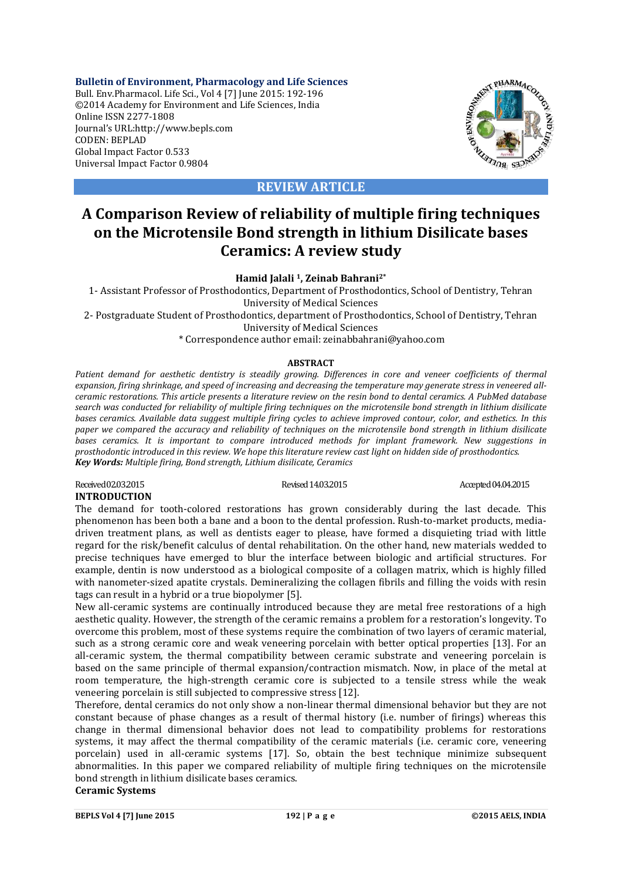**Bulletin of Environment, Pharmacology and Life Sciences**
Bull. Env.Pharmacol. Life Sci., Vol 4 [7] June 2015: 192-196
©2014 Academy for Environment and Life Sciences, India
Online ISSN 2277-1808
Journal's URL:http://www.bepls.com
CODEN: BEPLAD
Global Impact Factor 0.533
Universal Impact Factor 0.9804

**REVIEW ARTICLE**

# A Comparison Review of reliability of multiple firing techniques on the Microtensile Bond strength in lithium Disilicate bases Ceramics: A review study

**Hamid Jalali [1], Zeinab Bahrani[2*]**

1- Assistant Professor of Prosthodontics, Department of Prosthodontics, School of Dentistry, Tehran University of Medical Sciences

2- Postgraduate Student of Prosthodontics, department of Prosthodontics, School of Dentistry, Tehran University of Medical Sciences

\* Correspondence author email: zeinabbahrani@yahoo.com

**ABSTRACT**

*Patient demand for aesthetic dentistry is steadily growing. Differences in core and veneer coefficients of thermal expansion, firing shrinkage, and speed of increasing and decreasing the temperature may generate stress in veneered all-ceramic restorations. This article presents a literature review on the resin bond to dental ceramics. A PubMed database search was conducted for reliability of multiple firing techniques on the microtensile bond strength in lithium disilicate bases ceramics. Available data suggest multiple firing cycles to achieve improved contour, color, and esthetics. In this paper we compared the accuracy and reliability of techniques on the microtensile bond strength in lithium disilicate bases ceramics. It is important to compare introduced methods for implant framework. New suggestions in prosthodontic introduced in this review. We hope this literature review cast light on hidden side of prosthodontics.*
***Key Words:*** *Multiple firing, Bond strength, Lithium disilicate, Ceramics*

Received 02.03.2015 Revised 14.03.2015 Accepted 04.04.2015

## INTRODUCTION

The demand for tooth-colored restorations has grown considerably during the last decade. This phenomenon has been both a bane and a boon to the dental profession. Rush-to-market products, media-driven treatment plans, as well as dentists eager to please, have formed a disquieting triad with little regard for the risk/benefit calculus of dental rehabilitation. On the other hand, new materials wedded to precise techniques have emerged to blur the interface between biologic and artificial structures. For example, dentin is now understood as a biological composite of a collagen matrix, which is highly filled with nanometer-sized apatite crystals. Demineralizing the collagen fibrils and filling the voids with resin tags can result in a hybrid or a true biopolymer [5].

New all-ceramic systems are continually introduced because they are metal free restorations of a high aesthetic quality. However, the strength of the ceramic remains a problem for a restoration's longevity. To overcome this problem, most of these systems require the combination of two layers of ceramic material, such as a strong ceramic core and weak veneering porcelain with better optical properties [13]. For an all-ceramic system, the thermal compatibility between ceramic substrate and veneering porcelain is based on the same principle of thermal expansion/contraction mismatch. Now, in place of the metal at room temperature, the high-strength ceramic core is subjected to a tensile stress while the weak veneering porcelain is still subjected to compressive stress [12].

Therefore, dental ceramics do not only show a non-linear thermal dimensional behavior but they are not constant because of phase changes as a result of thermal history (i.e. number of firings) whereas this change in thermal dimensional behavior does not lead to compatibility problems for restorations systems, it may affect the thermal compatibility of the ceramic materials (i.e. ceramic core, veneering porcelain) used in all-ceramic systems [17]. So, obtain the best technique minimize subsequent abnormalities. In this paper we compared reliability of multiple firing techniques on the microtensile bond strength in lithium disilicate bases ceramics.

**Ceramic Systems**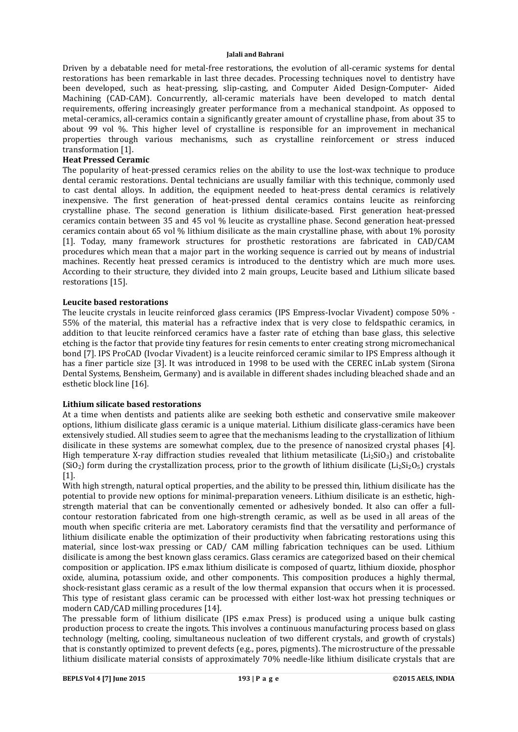Driven by a debatable need for metal-free restorations, the evolution of all-ceramic systems for dental restorations has been remarkable in last three decades. Processing techniques novel to dentistry have been developed, such as heat-pressing, slip-casting, and Computer Aided Design-Computer- Aided Machining (CAD-CAM). Concurrently, all-ceramic materials have been developed to match dental requirements, offering increasingly greater performance from a mechanical standpoint. As opposed to metal-ceramics, all-ceramics contain a significantly greater amount of crystalline phase, from about 35 to about 99 vol %. This higher level of crystalline is responsible for an improvement in mechanical properties through various mechanisms, such as crystalline reinforcement or stress induced transformation [1].

**Heat Pressed Ceramic**

The popularity of heat-pressed ceramics relies on the ability to use the lost-wax technique to produce dental ceramic restorations. Dental technicians are usually familiar with this technique, commonly used to cast dental alloys. In addition, the equipment needed to heat-press dental ceramics is relatively inexpensive. The first generation of heat-pressed dental ceramics contains leucite as reinforcing crystalline phase. The second generation is lithium disilicate-based. First generation heat-pressed ceramics contain between 35 and 45 vol % leucite as crystalline phase. Second generation heat-pressed ceramics contain about 65 vol % lithium disilicate as the main crystalline phase, with about 1% porosity [1]. Today, many framework structures for prosthetic restorations are fabricated in CAD/CAM procedures which mean that a major part in the working sequence is carried out by means of industrial machines. Recently heat pressed ceramics is introduced to the dentistry which are much more uses. According to their structure, they divided into 2 main groups, Leucite based and Lithium silicate based restorations [15].

**Leucite based restorations**

The leucite crystals in leucite reinforced glass ceramics (IPS Empress-Ivoclar Vivadent) compose 50% - 55% of the material, this material has a refractive index that is very close to feldspathic ceramics, in addition to that leucite reinforced ceramics have a faster rate of etching than base glass, this selective etching is the factor that provide tiny features for resin cements to enter creating strong micromechanical bond [7]. IPS ProCAD (Ivoclar Vivadent) is a leucite reinforced ceramic similar to IPS Empress although it has a finer particle size [3]. It was introduced in 1998 to be used with the CEREC inLab system (Sirona Dental Systems, Bensheim, Germany) and is available in different shades including bleached shade and an esthetic block line [16].

**Lithium silicate based restorations**

At a time when dentists and patients alike are seeking both esthetic and conservative smile makeover options, lithium disilicate glass ceramic is a unique material. Lithium disilicate glass-ceramics have been extensively studied. All studies seem to agree that the mechanisms leading to the crystallization of lithium disilicate in these systems are somewhat complex, due to the presence of nanosized crystal phases [4]. High temperature X-ray diffraction studies revealed that lithium metasilicate ($Li_2SiO_3$) and cristobalite ($SiO_2$) form during the crystallization process, prior to the growth of lithium disilicate ($Li_2Si_2O_5$) crystals [1].

With high strength, natural optical properties, and the ability to be pressed thin, lithium disilicate has the potential to provide new options for minimal-preparation veneers. Lithium disilicate is an esthetic, high-strength material that can be conventionally cemented or adhesively bonded. It also can offer a full-contour restoration fabricated from one high-strength ceramic, as well as be used in all areas of the mouth when specific criteria are met. Laboratory ceramists find that the versatility and performance of lithium disilicate enable the optimization of their productivity when fabricating restorations using this material, since lost-wax pressing or CAD/ CAM milling fabrication techniques can be used. Lithium disilicate is among the best known glass ceramics. Glass ceramics are categorized based on their chemical composition or application. IPS e.max lithium disilicate is composed of quartz, lithium dioxide, phosphor oxide, alumina, potassium oxide, and other components. This composition produces a highly thermal, shock-resistant glass ceramic as a result of the low thermal expansion that occurs when it is processed. This type of resistant glass ceramic can be processed with either lost-wax hot pressing techniques or modern CAD/CAD milling procedures [14].

The pressable form of lithium disilicate (IPS e.max Press) is produced using a unique bulk casting production process to create the ingots. This involves a continuous manufacturing process based on glass technology (melting, cooling, simultaneous nucleation of two different crystals, and growth of crystals) that is constantly optimized to prevent defects (e.g., pores, pigments). The microstructure of the pressable lithium disilicate material consists of approximately 70% needle-like lithium disilicate crystals that are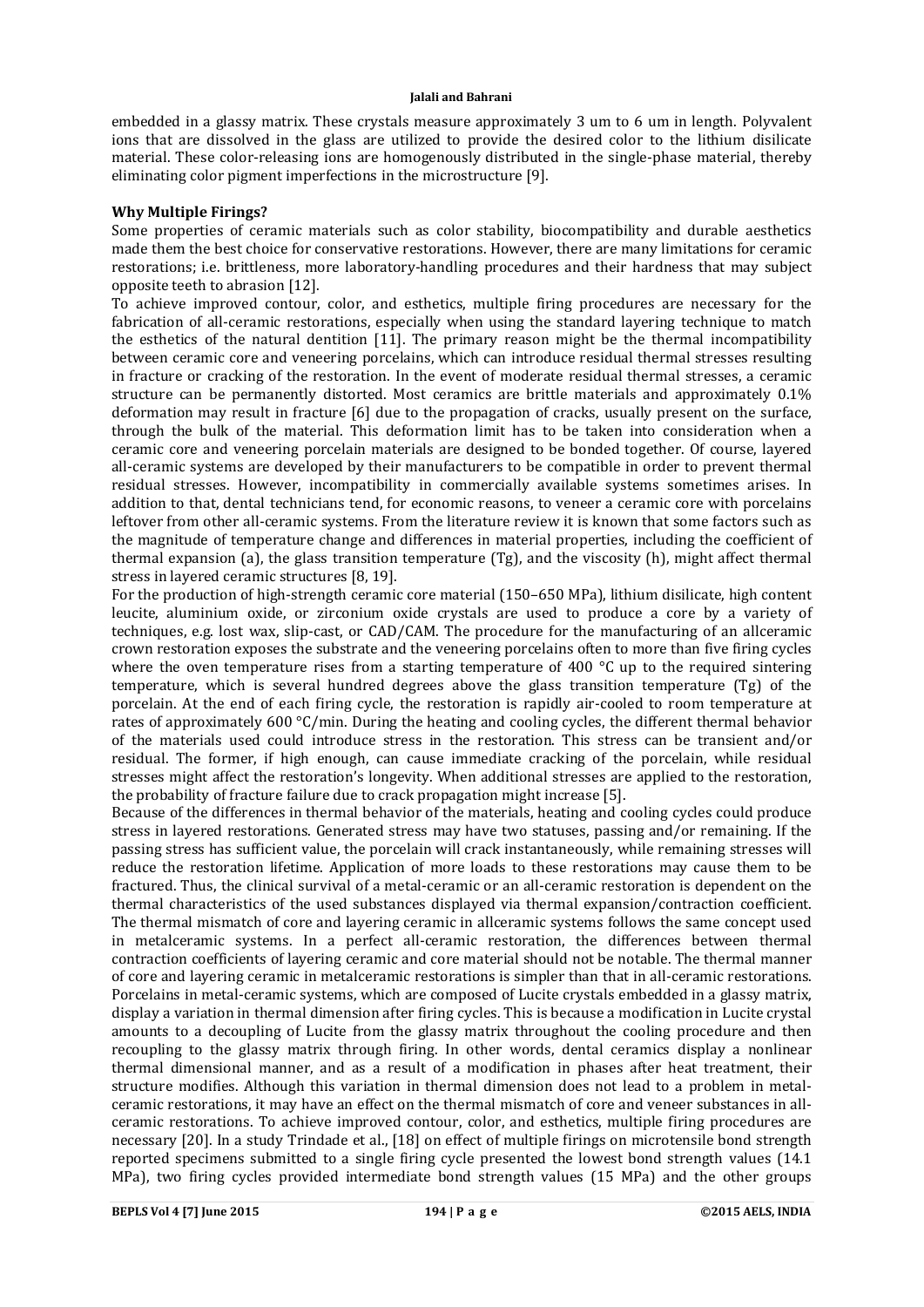embedded in a glassy matrix. These crystals measure approximately 3 um to 6 um in length. Polyvalent ions that are dissolved in the glass are utilized to provide the desired color to the lithium disilicate material. These color-releasing ions are homogenously distributed in the single-phase material, thereby eliminating color pigment imperfections in the microstructure [9].

## Why Multiple Firings?

Some properties of ceramic materials such as color stability, biocompatibility and durable aesthetics made them the best choice for conservative restorations. However, there are many limitations for ceramic restorations; i.e. brittleness, more laboratory-handling procedures and their hardness that may subject opposite teeth to abrasion [12].

To achieve improved contour, color, and esthetics, multiple firing procedures are necessary for the fabrication of all-ceramic restorations, especially when using the standard layering technique to match the esthetics of the natural dentition [11]. The primary reason might be the thermal incompatibility between ceramic core and veneering porcelains, which can introduce residual thermal stresses resulting in fracture or cracking of the restoration. In the event of moderate residual thermal stresses, a ceramic structure can be permanently distorted. Most ceramics are brittle materials and approximately 0.1% deformation may result in fracture [6] due to the propagation of cracks, usually present on the surface, through the bulk of the material. This deformation limit has to be taken into consideration when a ceramic core and veneering porcelain materials are designed to be bonded together. Of course, layered all-ceramic systems are developed by their manufacturers to be compatible in order to prevent thermal residual stresses. However, incompatibility in commercially available systems sometimes arises. In addition to that, dental technicians tend, for economic reasons, to veneer a ceramic core with porcelains leftover from other all-ceramic systems. From the literature review it is known that some factors such as the magnitude of temperature change and differences in material properties, including the coefficient of thermal expansion (a), the glass transition temperature (Tg), and the viscosity (h), might affect thermal stress in layered ceramic structures [8, 19].

For the production of high-strength ceramic core material (150–650 MPa), lithium disilicate, high content leucite, aluminium oxide, or zirconium oxide crystals are used to produce a core by a variety of techniques, e.g. lost wax, slip-cast, or CAD/CAM. The procedure for the manufacturing of an allceramic crown restoration exposes the substrate and the veneering porcelains often to more than five firing cycles where the oven temperature rises from a starting temperature of 400 °C up to the required sintering temperature, which is several hundred degrees above the glass transition temperature (Tg) of the porcelain. At the end of each firing cycle, the restoration is rapidly air-cooled to room temperature at rates of approximately 600 °C/min. During the heating and cooling cycles, the different thermal behavior of the materials used could introduce stress in the restoration. This stress can be transient and/or residual. The former, if high enough, can cause immediate cracking of the porcelain, while residual stresses might affect the restoration's longevity. When additional stresses are applied to the restoration, the probability of fracture failure due to crack propagation might increase [5].

Because of the differences in thermal behavior of the materials, heating and cooling cycles could produce stress in layered restorations. Generated stress may have two statuses, passing and/or remaining. If the passing stress has sufficient value, the porcelain will crack instantaneously, while remaining stresses will reduce the restoration lifetime. Application of more loads to these restorations may cause them to be fractured. Thus, the clinical survival of a metal-ceramic or an all-ceramic restoration is dependent on the thermal characteristics of the used substances displayed via thermal expansion/contraction coefficient. The thermal mismatch of core and layering ceramic in allceramic systems follows the same concept used in metalceramic systems. In a perfect all-ceramic restoration, the differences between thermal contraction coefficients of layering ceramic and core material should not be notable. The thermal manner of core and layering ceramic in metalceramic restorations is simpler than that in all-ceramic restorations. Porcelains in metal-ceramic systems, which are composed of Lucite crystals embedded in a glassy matrix, display a variation in thermal dimension after firing cycles. This is because a modification in Lucite crystal amounts to a decoupling of Lucite from the glassy matrix throughout the cooling procedure and then recoupling to the glassy matrix through firing. In other words, dental ceramics display a nonlinear thermal dimensional manner, and as a result of a modification in phases after heat treatment, their structure modifies. Although this variation in thermal dimension does not lead to a problem in metal-ceramic restorations, it may have an effect on the thermal mismatch of core and veneer substances in all-ceramic restorations. To achieve improved contour, color, and esthetics, multiple firing procedures are necessary [20]. In a study Trindade et al., [18] on effect of multiple firings on microtensile bond strength reported specimens submitted to a single firing cycle presented the lowest bond strength values (14.1 MPa), two firing cycles provided intermediate bond strength values (15 MPa) and the other groups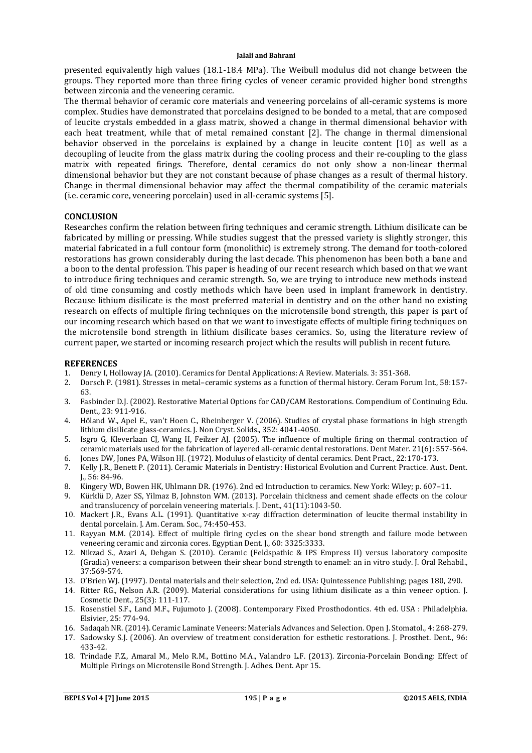presented equivalently high values (18.1-18.4 MPa). The Weibull modulus did not change between the groups. They reported more than three firing cycles of veneer ceramic provided higher bond strengths between zirconia and the veneering ceramic.

The thermal behavior of ceramic core materials and veneering porcelains of all-ceramic systems is more complex. Studies have demonstrated that porcelains designed to be bonded to a metal, that are composed of leucite crystals embedded in a glass matrix, showed a change in thermal dimensional behavior with each heat treatment, while that of metal remained constant [2]. The change in thermal dimensional behavior observed in the porcelains is explained by a change in leucite content [10] as well as a decoupling of leucite from the glass matrix during the cooling process and their re-coupling to the glass matrix with repeated firings. Therefore, dental ceramics do not only show a non-linear thermal dimensional behavior but they are not constant because of phase changes as a result of thermal history. Change in thermal dimensional behavior may affect the thermal compatibility of the ceramic materials (i.e. ceramic core, veneering porcelain) used in all-ceramic systems [5].

## CONCLUSION

Researches confirm the relation between firing techniques and ceramic strength. Lithium disilicate can be fabricated by milling or pressing. While studies suggest that the pressed variety is slightly stronger, this material fabricated in a full contour form (monolithic) is extremely strong. The demand for tooth-colored restorations has grown considerably during the last decade. This phenomenon has been both a bane and a boon to the dental profession. This paper is heading of our recent research which based on that we want to introduce firing techniques and ceramic strength. So, we are trying to introduce new methods instead of old time consuming and costly methods which have been used in implant framework in dentistry. Because lithium disilicate is the most preferred material in dentistry and on the other hand no existing research on effects of multiple firing techniques on the microtensile bond strength, this paper is part of our incoming research which based on that we want to investigate effects of multiple firing techniques on the microtensile bond strength in lithium disilicate bases ceramics. So, using the literature review of current paper, we started or incoming research project which the results will publish in recent future.

## REFERENCES

1. Denry I, Holloway JA. (2010). Ceramics for Dental Applications: A Review. Materials. 3: 351-368.
2. Dorsch P. (1981). Stresses in metal–ceramic systems as a function of thermal history. Ceram Forum Int., 58:157-63.
3. Fasbinder D.J. (2002). Restorative Material Options for CAD/CAM Restorations. Compendium of Continuing Edu. Dent., 23: 911-916.
4. Höland W., Apel E., van't Hoen C., Rheinberger V. (2006). Studies of crystal phase formations in high strength lithium disilicate glass-ceramics. J. Non Cryst. Solids., 352: 4041-4050.
5. Isgro G, Kleverlaan CJ, Wang H, Feilzer AJ. (2005). The influence of multiple firing on thermal contraction of ceramic materials used for the fabrication of layered all-ceramic dental restorations. Dent Mater. 21(6): 557-564.
6. Jones DW, Jones PA, Wilson HJ. (1972). Modulus of elasticity of dental ceramics. Dent Pract., 22:170-173.
7. Kelly J.R., Benett P. (2011). Ceramic Materials in Dentistry: Historical Evolution and Current Practice. Aust. Dent. J., 56: 84-96.
8. Kingery WD, Bowen HK, Uhlmann DR. (1976). 2nd ed Introduction to ceramics. New York: Wiley; p. 607–11.
9. Kürklü D, Azer SS, Yilmaz B, Johnston WM. (2013). Porcelain thickness and cement shade effects on the colour and translucency of porcelain veneering materials. J. Dent., 41(11):1043-50.
10. Mackert J.R., Evans A.L. (1991). Quantitative x-ray diffraction determination of leucite thermal instability in dental porcelain. J. Am. Ceram. Soc., 74:450-453.
11. Rayyan M.M. (2014). Effect of multiple firing cycles on the shear bond strength and failure mode between veneering ceramic and zirconia cores. Egyptian Dent. J., 60: 3325:3333.
12. Nikzad S., Azari A, Dehgan S. (2010). Ceramic (Feldspathic & IPS Empress II) versus laboratory composite (Gradia) veneers: a comparison between their shear bond strength to enamel: an in vitro study. J. Oral Rehabil., 37:569-574.
13. O'Brien WJ. (1997). Dental materials and their selection, 2nd ed. USA: Quintessence Publishing; pages 180, 290.
14. Ritter RG., Nelson A.R. (2009). Material considerations for using lithium disilicate as a thin veneer option. J. Cosmetic Dent., 25(3): 111-117.
15. Rosenstiel S.F., Land M.F., Fujumoto J. (2008). Contemporary Fixed Prosthodontics. 4th ed. USA : Philadelphia. Elsivier, 25: 774-94.
16. Sadaqah NR. (2014). Ceramic Laminate Veneers: Materials Advances and Selection. Open J. Stomatol., 4: 268-279.
17. Sadowsky S.J. (2006). An overview of treatment consideration for esthetic restorations. J. Prosthet. Dent., 96: 433-42.
18. Trindade F.Z., Amaral M., Melo R.M., Bottino M.A., Valandro L.F. (2013). Zirconia-Porcelain Bonding: Effect of Multiple Firings on Microtensile Bond Strength. J. Adhes. Dent. Apr 15.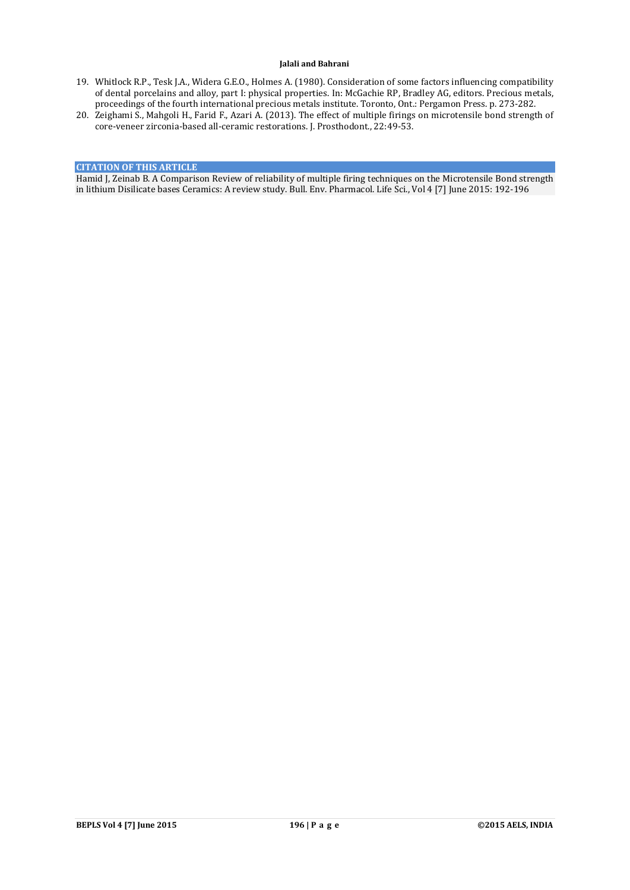19. Whitlock R.P., Tesk J.A., Widera G.E.O., Holmes A. (1980). Consideration of some factors influencing compatibility of dental porcelains and alloy, part I: physical properties. In: McGachie RP, Bradley AG, editors. Precious metals, proceedings of the fourth international precious metals institute. Toronto, Ont.: Pergamon Press. p. 273-282.
20. Zeighami S., Mahgoli H., Farid F., Azari A. (2013). The effect of multiple firings on microtensile bond strength of core-veneer zirconia-based all-ceramic restorations. J. Prosthodont., 22:49-53.

**CITATION OF THIS ARTICLE**

Hamid J, Zeinab B. A Comparison Review of reliability of multiple firing techniques on the Microtensile Bond strength in lithium Disilicate bases Ceramics: A review study. Bull. Env. Pharmacol. Life Sci., Vol 4 [7] June 2015: 192-196